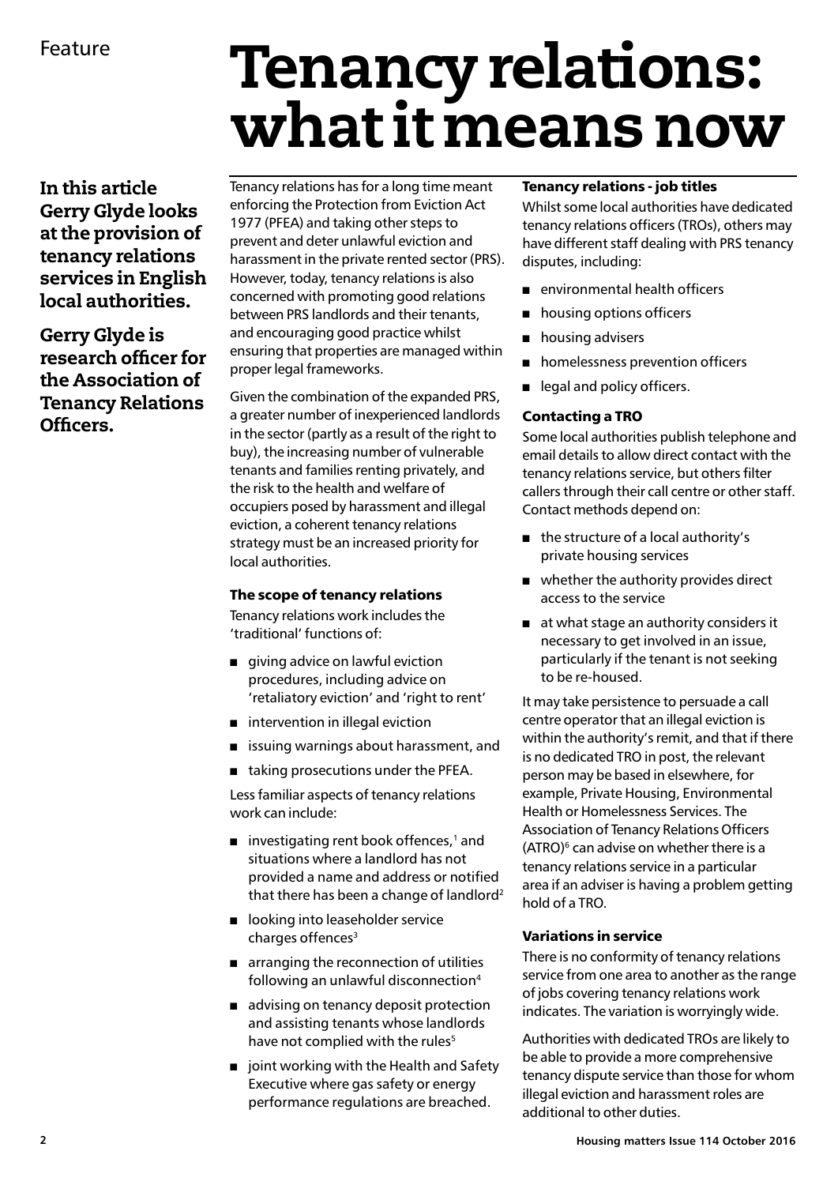Feature

# Tenancy relations: what it means now

**In this article Gerry Glyde looks at the provision of tenancy relations services in English local authorities.**

**Gerry Glyde is research officer for the Association of Tenancy Relations Officers.**

Tenancy relations has for a long time meant enforcing the Protection from Eviction Act 1977 (PFEA) and taking other steps to prevent and deter unlawful eviction and harassment in the private rented sector (PRS). However, today, tenancy relations is also concerned with promoting good relations between PRS landlords and their tenants, and encouraging good practice whilst ensuring that properties are managed within proper legal frameworks.

Given the combination of the expanded PRS, a greater number of inexperienced landlords in the sector (partly as a result of the right to buy), the increasing number of vulnerable tenants and families renting privately, and the risk to the health and welfare of occupiers posed by harassment and illegal eviction, a coherent tenancy relations strategy must be an increased priority for local authorities.

### The scope of tenancy relations

Tenancy relations work includes the 'traditional' functions of:

- giving advice on lawful eviction procedures, including advice on 'retaliatory eviction' and 'right to rent'
- intervention in illegal eviction
- issuing warnings about harassment, and
- taking prosecutions under the PFEA.

Less familiar aspects of tenancy relations work can include:

- investigating rent book offences,[1] and situations where a landlord has not provided a name and address or notified that there has been a change of landlord[2]
- looking into leaseholder service charges offences[3]
- arranging the reconnection of utilities following an unlawful disconnection[4]
- advising on tenancy deposit protection and assisting tenants whose landlords have not complied with the rules[5]
- joint working with the Health and Safety Executive where gas safety or energy performance regulations are breached.

### Tenancy relations - job titles

Whilst some local authorities have dedicated tenancy relations officers (TROs), others may have different staff dealing with PRS tenancy disputes, including:

- environmental health officers
- housing options officers
- housing advisers
- homelessness prevention officers
- legal and policy officers.

### Contacting a TRO

Some local authorities publish telephone and email details to allow direct contact with the tenancy relations service, but others filter callers through their call centre or other staff. Contact methods depend on:

- the structure of a local authority's private housing services
- whether the authority provides direct access to the service
- at what stage an authority considers it necessary to get involved in an issue, particularly if the tenant is not seeking to be re-housed.

It may take persistence to persuade a call centre operator that an illegal eviction is within the authority's remit, and that if there is no dedicated TRO in post, the relevant person may be based in elsewhere, for example, Private Housing, Environmental Health or Homelessness Services. The Association of Tenancy Relations Officers (ATRO)[6] can advise on whether there is a tenancy relations service in a particular area if an adviser is having a problem getting hold of a TRO.

### Variations in service

There is no conformity of tenancy relations service from one area to another as the range of jobs covering tenancy relations work indicates. The variation is worryingly wide.

Authorities with dedicated TROs are likely to be able to provide a more comprehensive tenancy dispute service than those for whom illegal eviction and harassment roles are additional to other duties.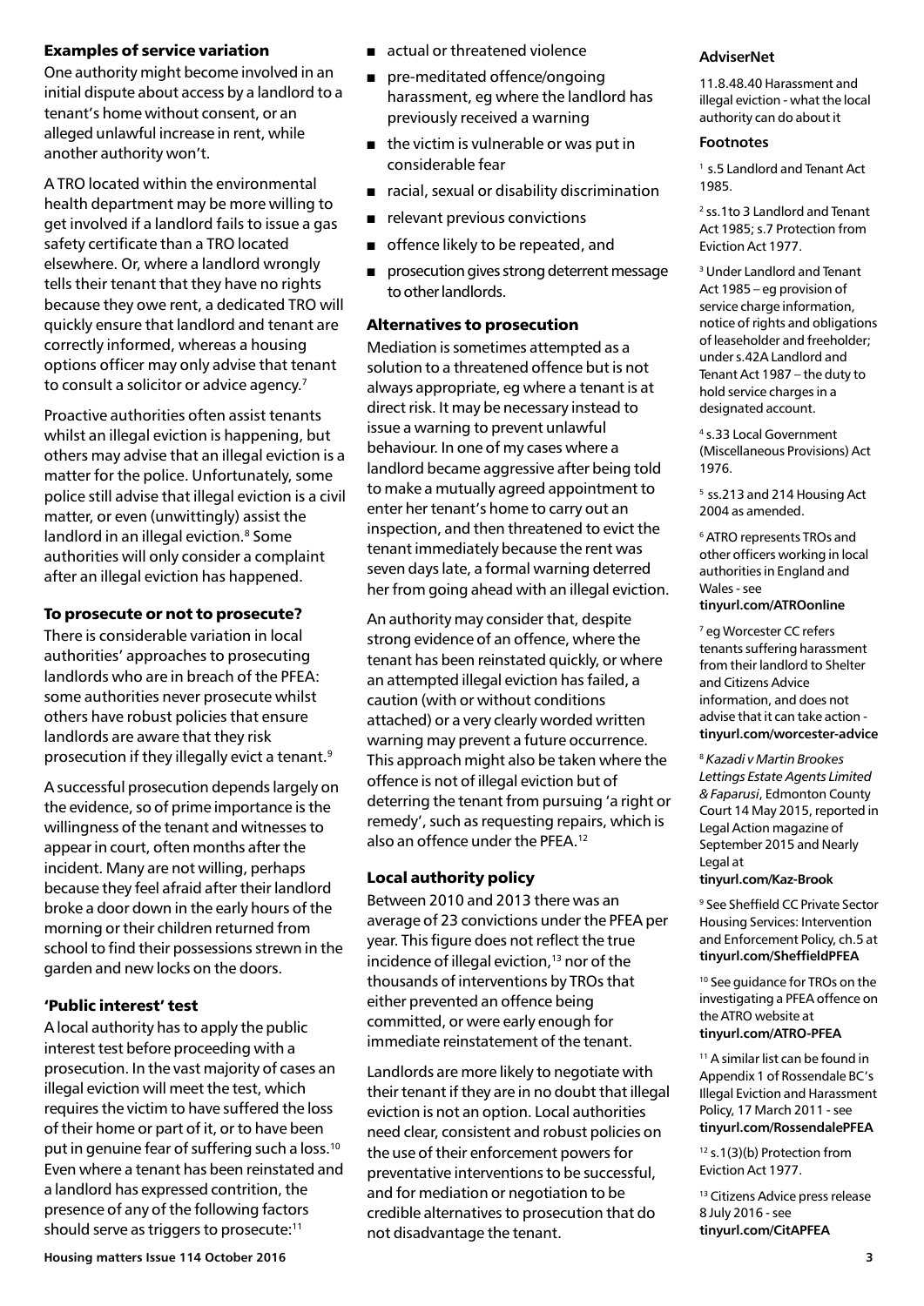### Examples of service variation

One authority might become involved in an initial dispute about access by a landlord to a tenant's home without consent, or an alleged unlawful increase in rent, while another authority won't.

A TRO located within the environmental health department may be more willing to get involved if a landlord fails to issue a gas safety certificate than a TRO located elsewhere. Or, where a landlord wrongly tells their tenant that they have no rights because they owe rent, a dedicated TRO will quickly ensure that landlord and tenant are correctly informed, whereas a housing options officer may only advise that tenant to consult a solicitor or advice agency.[7]

Proactive authorities often assist tenants whilst an illegal eviction is happening, but others may advise that an illegal eviction is a matter for the police. Unfortunately, some police still advise that illegal eviction is a civil matter, or even (unwittingly) assist the landlord in an illegal eviction.[8] Some authorities will only consider a complaint after an illegal eviction has happened.

### To prosecute or not to prosecute?

There is considerable variation in local authorities' approaches to prosecuting landlords who are in breach of the PFEA: some authorities never prosecute whilst others have robust policies that ensure landlords are aware that they risk prosecution if they illegally evict a tenant.[9]

A successful prosecution depends largely on the evidence, so of prime importance is the willingness of the tenant and witnesses to appear in court, often months after the incident. Many are not willing, perhaps because they feel afraid after their landlord broke a door down in the early hours of the morning or their children returned from school to find their possessions strewn in the garden and new locks on the doors.

### 'Public interest' test

A local authority has to apply the public interest test before proceeding with a prosecution. In the vast majority of cases an illegal eviction will meet the test, which requires the victim to have suffered the loss of their home or part of it, or to have been put in genuine fear of suffering such a loss.[10] Even where a tenant has been reinstated and a landlord has expressed contrition, the presence of any of the following factors should serve as triggers to prosecute:[11]

- actual or threatened violence
- pre-meditated offence/ongoing harassment, eg where the landlord has previously received a warning
- the victim is vulnerable or was put in considerable fear
- racial, sexual or disability discrimination
- relevant previous convictions
- offence likely to be repeated, and
- prosecution gives strong deterrent message to other landlords.

### Alternatives to prosecution

Mediation is sometimes attempted as a solution to a threatened offence but is not always appropriate, eg where a tenant is at direct risk. It may be necessary instead to issue a warning to prevent unlawful behaviour. In one of my cases where a landlord became aggressive after being told to make a mutually agreed appointment to enter her tenant's home to carry out an inspection, and then threatened to evict the tenant immediately because the rent was seven days late, a formal warning deterred her from going ahead with an illegal eviction.

An authority may consider that, despite strong evidence of an offence, where the tenant has been reinstated quickly, or where an attempted illegal eviction has failed, a caution (with or without conditions attached) or a very clearly worded written warning may prevent a future occurrence. This approach might also be taken where the offence is not of illegal eviction but of deterring the tenant from pursuing 'a right or remedy', such as requesting repairs, which is also an offence under the PFEA.[12]

### Local authority policy

Between 2010 and 2013 there was an average of 23 convictions under the PFEA per year. This figure does not reflect the true incidence of illegal eviction,[13] nor of the thousands of interventions by TROs that either prevented an offence being committed, or were early enough for immediate reinstatement of the tenant.

Landlords are more likely to negotiate with their tenant if they are in no doubt that illegal eviction is not an option. Local authorities need clear, consistent and robust policies on the use of their enforcement powers for preventative interventions to be successful, and for mediation or negotiation to be credible alternatives to prosecution that do not disadvantage the tenant.

**AdviserNet**

11.8.48.40 Harassment and illegal eviction - what the local authority can do about it

**Footnotes**

1 s.5 Landlord and Tenant Act 1985.

2 ss.1to 3 Landlord and Tenant Act 1985; s.7 Protection from Eviction Act 1977.

3 Under Landlord and Tenant Act 1985 – eg provision of service charge information, notice of rights and obligations of leaseholder and freeholder; under s.42A Landlord and Tenant Act 1987 – the duty to hold service charges in a designated account.

4 s.33 Local Government (Miscellaneous Provisions) Act 1976.

5 ss.213 and 214 Housing Act 2004 as amended.

6 ATRO represents TROs and other officers working in local authorities in England and Wales - see **tinyurl.com/ATROonline**

7 eg Worcester CC refers tenants suffering harassment from their landlord to Shelter and Citizens Advice information, and does not advise that it can take action - **tinyurl.com/worcester-advice**

8 *Kazadi v Martin Brookes Lettings Estate Agents Limited & Faparusi*, Edmonton County Court 14 May 2015, reported in Legal Action magazine of September 2015 and Nearly Legal at **tinyurl.com/Kaz-Brook**

9 See Sheffield CC Private Sector Housing Services: Intervention and Enforcement Policy, ch.5 at **tinyurl.com/SheffieldPFEA**

10 See guidance for TROs on the investigating a PFEA offence on the ATRO website at **tinyurl.com/ATRO-PFEA**

11 A similar list can be found in Appendix 1 of Rossendale BC's Illegal Eviction and Harassment Policy, 17 March 2011 - see **tinyurl.com/RossendalePFEA**

12 s.1(3)(b) Protection from Eviction Act 1977.

13 Citizens Advice press release 8 July 2016 - see **tinyurl.com/CitAPFEA**